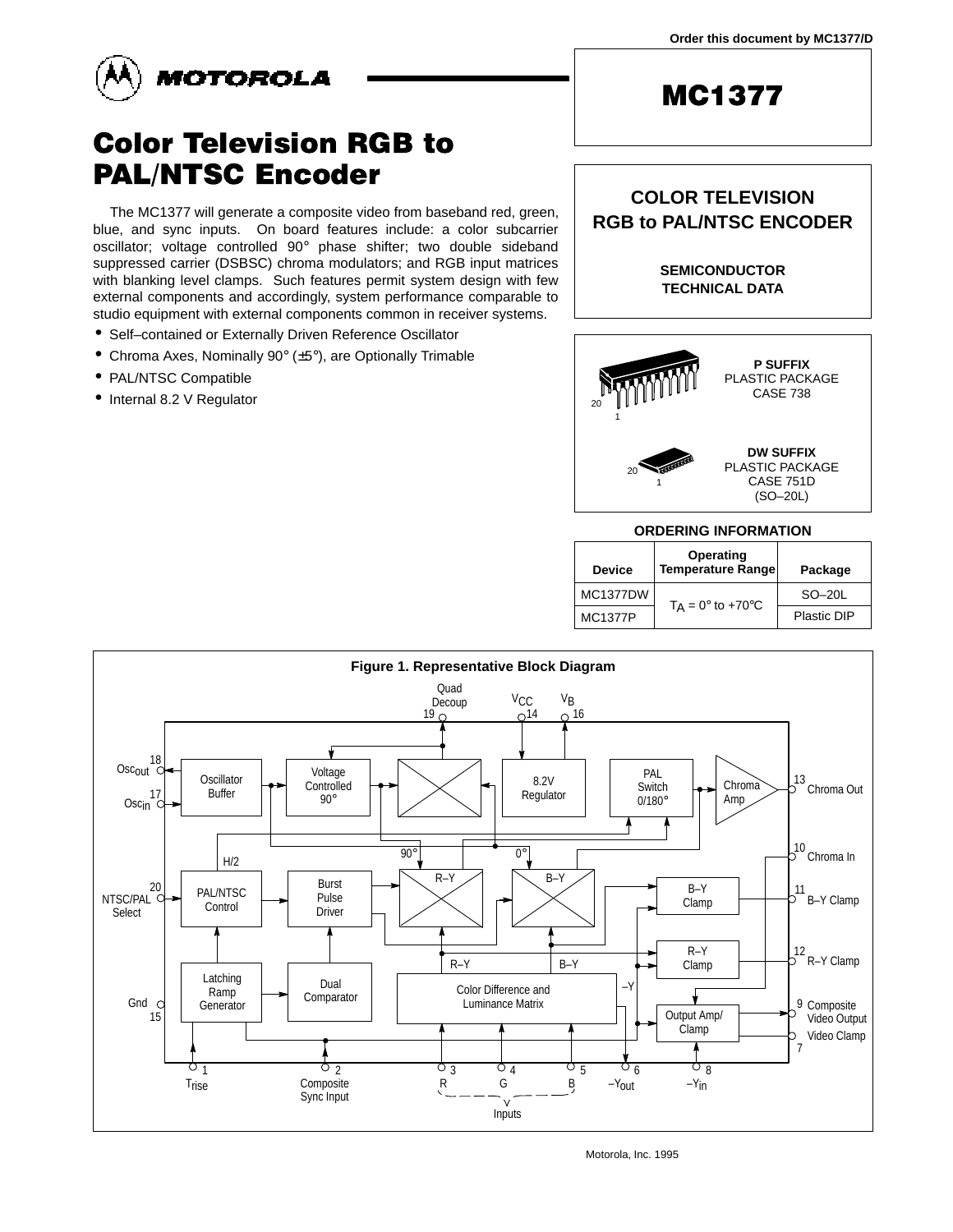Order this document by MC1377/D

MOTOROLA

# MC1377

# Color Television RGB to PAL/NTSC Encoder

The MC1377 will generate a composite video from baseband red, green, blue, and sync inputs. On board features include: a color subcarrier oscillator; voltage controlled 90° phase shifter; two double sideband suppressed carrier (DSBSC) chroma modulators; and RGB input matrices with blanking level clamps. Such features permit system design with few external components and accordingly, system performance comparable to studio equipment with external components common in receiver systems.

- Self–contained or Externally Driven Reference Oscillator
- Chroma Axes, Nominally 90° (±5°), are Optionally Trimable
- PAL/NTSC Compatible
- Internal 8.2 V Regulator

**COLOR TELEVISION RGB to PAL/NTSC ENCODER**

**SEMICONDUCTOR TECHNICAL DATA**

**P SUFFIX**
PLASTIC PACKAGE
CASE 738

**DW SUFFIX**
PLASTIC PACKAGE
CASE 751D
(SO–20L)

**ORDERING INFORMATION**

| Device | Operating Temperature Range | Package |
|---|---|---|
| MC1377DW | $T_A$ = 0° to +70°C | SO–20L |
| MC1377P | | Plastic DIP |

**Figure 1. Representative Block Diagram**

Motorola, Inc. 1995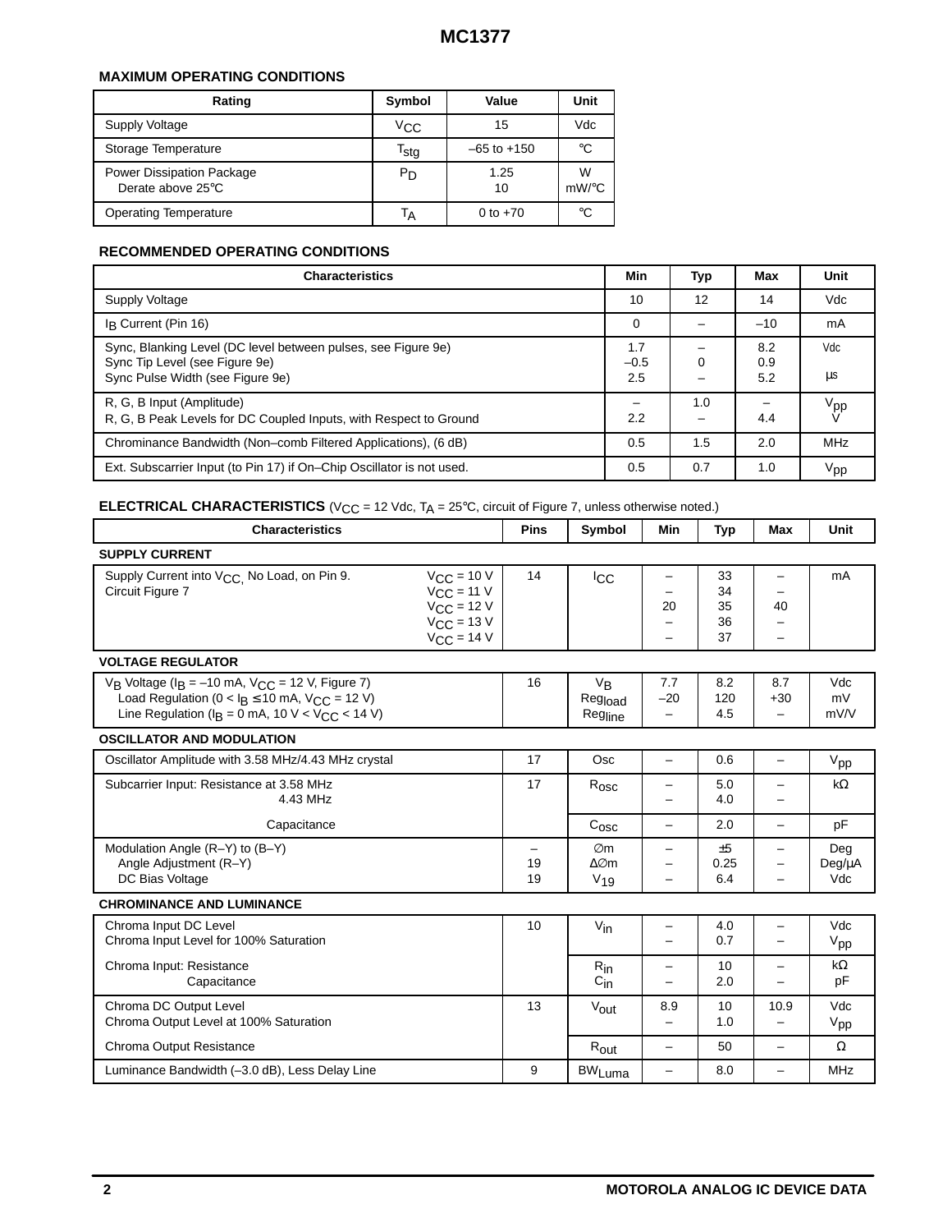### MAXIMUM OPERATING CONDITIONS

| Rating | Symbol | Value | Unit |
|---|---|---|---|
| Supply Voltage | $V_{CC}$ | 15 | Vdc |
| Storage Temperature | $T_{stg}$ | –65 to +150 | °C |
| Power Dissipation Package<br>Derate above 25°C | $P_D$ | 1.25<br>10 | W<br>mW/°C |
| Operating Temperature | $T_A$ | 0 to +70 | °C |

### RECOMMENDED OPERATING CONDITIONS

| Characteristics | Min | Typ | Max | Unit |
|---|---|---|---|---|
| Supply Voltage | 10 | 12 | 14 | Vdc |
| $I_B$ Current (Pin 16) | 0 | – | –10 | mA |
| Sync, Blanking Level (DC level between pulses, see Figure 9e)<br>Sync Tip Level (see Figure 9e)<br>Sync Pulse Width (see Figure 9e) | 1.7<br>–0.5<br>2.5 | –<br>0<br>– | 8.2<br>0.9<br>5.2 | Vdc<br><br>µs |
| R, G, B Input (Amplitude)<br>R, G, B Peak Levels for DC Coupled Inputs, with Respect to Ground | –<br>2.2 | 1.0<br>– | –<br>4.4 | $V_{pp}$<br>V |
| Chrominance Bandwidth (Non–comb Filtered Applications), (6 dB) | 0.5 | 1.5 | 2.0 | MHz |
| Ext. Subscarrier Input (to Pin 17) if On–Chip Oscillator is not used. | 0.5 | 0.7 | 1.0 | $V_{pp}$ |

### ELECTRICAL CHARACTERISTICS ($V_{CC}$ = 12 Vdc, $T_A$ = 25°C, circuit of Figure 7, unless otherwise noted.)

| Characteristics | Pins | Symbol | Min | Typ | Max | Unit |
|---|---|---|---|---|---|---|
| **SUPPLY CURRENT** | | | | | | |
| Supply Current into $V_{CC}$, No Load, on Pin 9. Circuit Figure 7 — $V_{CC}$ = 10 V<br>$V_{CC}$ = 11 V<br>$V_{CC}$ = 12 V<br>$V_{CC}$ = 13 V<br>$V_{CC}$ = 14 V | 14 | $I_{CC}$ | –<br>–<br>20<br>–<br>– | 33<br>34<br>35<br>36<br>37 | –<br>–<br>40<br>–<br>– | mA |
| **VOLTAGE REGULATOR** | | | | | | |
| $V_B$ Voltage ($I_B$ = –10 mA, $V_{CC}$ = 12 V, Figure 7)<br>Load Regulation (0 < $I_B$ ≤ 10 mA, $V_{CC}$ = 12 V)<br>Line Regulation ($I_B$ = 0 mA, 10 V < $V_{CC}$ < 14 V) | 16 | $V_B$<br>$Reg_{load}$<br>$Reg_{line}$ | 7.7<br>–20<br>– | 8.2<br>120<br>4.5 | 8.7<br>+30<br>– | Vdc<br>mV<br>mV/V |
| **OSCILLATOR AND MODULATION** | | | | | | |
| Oscillator Amplitude with 3.58 MHz/4.43 MHz crystal | 17 | Osc | – | 0.6 | – | $V_{pp}$ |
| Subcarrier Input: Resistance at 3.58 MHz<br>4.43 MHz | 17 | $R_{osc}$ | –<br>– | 5.0<br>4.0 | –<br>– | kΩ |
| Capacitance | | $C_{osc}$ | – | 2.0 | – | pF |
| Modulation Angle (R–Y) to (B–Y)<br>Angle Adjustment (R–Y)<br>DC Bias Voltage | –<br>19<br>19 | ∅m<br>Δ∅m<br>$V_{19}$ | –<br>–<br>– | ±5<br>0.25<br>6.4 | –<br>–<br>– | Deg<br>Deg/µA<br>Vdc |
| **CHROMINANCE AND LUMINANCE** | | | | | | |
| Chroma Input DC Level<br>Chroma Input Level for 100% Saturation | 10 | $V_{in}$ | –<br>– | 4.0<br>0.7 | –<br>– | Vdc<br>$V_{pp}$ |
| Chroma Input: Resistance<br>Capacitance | | $R_{in}$<br>$C_{in}$ | –<br>– | 10<br>2.0 | –<br>– | kΩ<br>pF |
| Chroma DC Output Level<br>Chroma Output Level at 100% Saturation | 13 | $V_{out}$ | 8.9<br>– | 10<br>1.0 | 10.9<br>– | Vdc<br>$V_{pp}$ |
| Chroma Output Resistance | | $R_{out}$ | – | 50 | – | Ω |
| Luminance Bandwidth (–3.0 dB), Less Delay Line | 9 | $BW_{Luma}$ | – | 8.0 | – | MHz |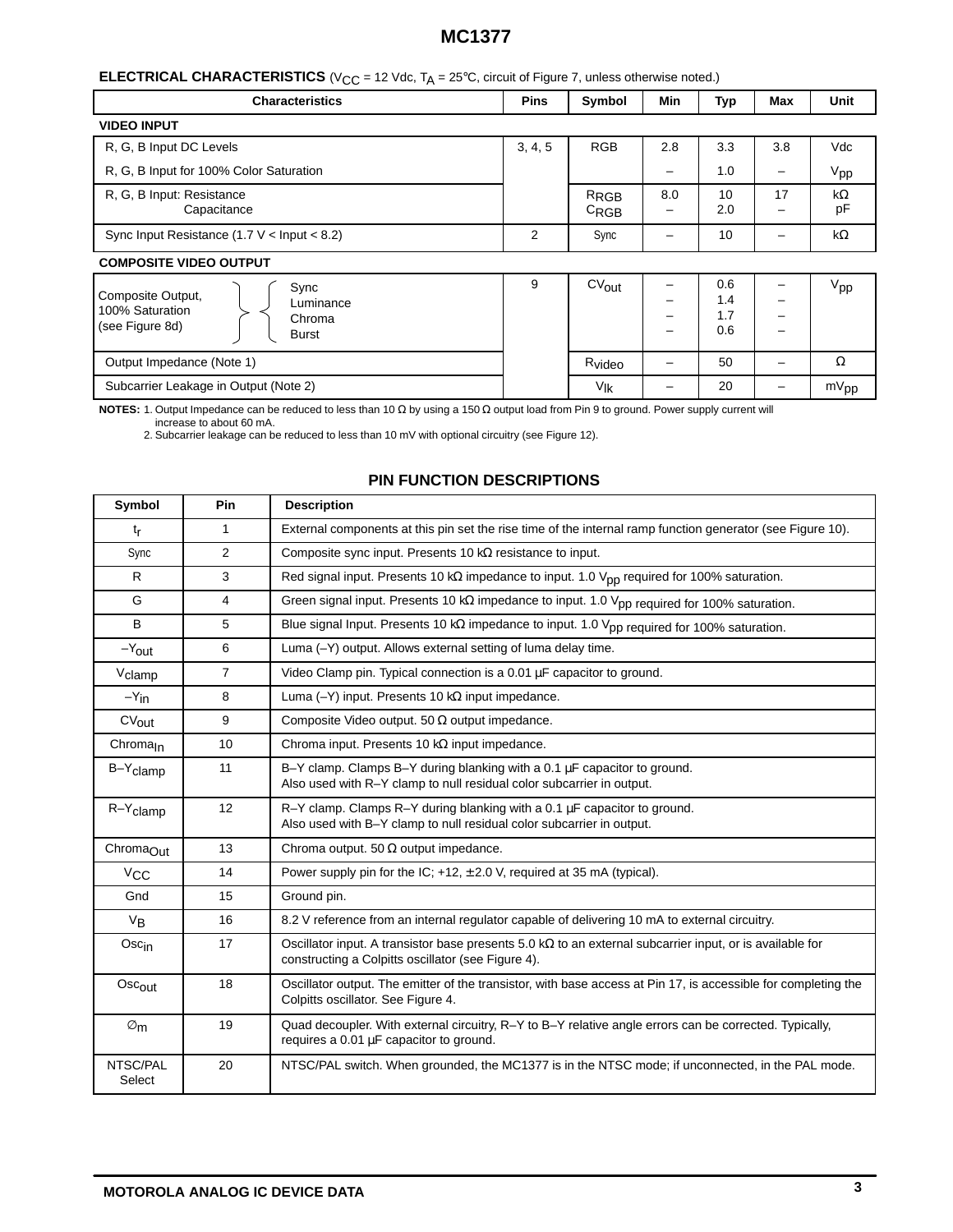**ELECTRICAL CHARACTERISTICS** ($V_{CC}$ = 12 Vdc, $T_A$ = 25°C, circuit of Figure 7, unless otherwise noted.)

| Characteristics | Pins | Symbol | Min | Typ | Max | Unit |
|---|---|---|---|---|---|---|
| **VIDEO INPUT** | | | | | | |
| R, G, B Input DC Levels | 3, 4, 5 | RGB | 2.8 | 3.3 | 3.8 | Vdc |
| R, G, B Input for 100% Color Saturation | | | – | 1.0 | – | $V_{pp}$ |
| R, G, B Input: Resistance<br>Capacitance | | $R_{RGB}$<br>$C_{RGB}$ | 8.0<br>– | 10<br>2.0 | 17<br>– | kΩ<br>pF |
| Sync Input Resistance (1.7 V < Input < 8.2) | 2 | Sync | – | 10 | – | kΩ |
| **COMPOSITE VIDEO OUTPUT** | | | | | | |
| Composite Output, 100% Saturation (see Figure 8d): Sync<br>Luminance<br>Chroma<br>Burst | 9 | $CV_{out}$ | –<br>–<br>–<br>– | 0.6<br>1.4<br>1.7<br>0.6 | –<br>–<br>–<br>– | $V_{pp}$ |
| Output Impedance (Note 1) | | $R_{video}$ | – | 50 | – | Ω |
| Subcarrier Leakage in Output (Note 2) | | $V_{lk}$ | – | 20 | – | $mV_{pp}$ |

**NOTES:** 1. Output Impedance can be reduced to less than 10 Ω by using a 150 Ω output load from Pin 9 to ground. Power supply current will increase to about 60 mA.
2. Subcarrier leakage can be reduced to less than 10 mV with optional circuitry (see Figure 12).

## PIN FUNCTION DESCRIPTIONS

| Symbol | Pin | Description |
|---|---|---|
| $t_r$ | 1 | External components at this pin set the rise time of the internal ramp function generator (see Figure 10). |
| Sync | 2 | Composite sync input. Presents 10 kΩ resistance to input. |
| R | 3 | Red signal input. Presents 10 kΩ impedance to input. 1.0 $V_{pp}$ required for 100% saturation. |
| G | 4 | Green signal input. Presents 10 kΩ impedance to input. 1.0 $V_{pp}$ required for 100% saturation. |
| B | 5 | Blue signal Input. Presents 10 kΩ impedance to input. 1.0 $V_{pp}$ required for 100% saturation. |
| $-Y_{out}$ | 6 | Luma (–Y) output. Allows external setting of luma delay time. |
| $V_{clamp}$ | 7 | Video Clamp pin. Typical connection is a 0.01 µF capacitor to ground. |
| $-Y_{in}$ | 8 | Luma (–Y) input. Presents 10 kΩ input impedance. |
| $CV_{out}$ | 9 | Composite Video output. 50 Ω output impedance. |
| $Chroma_{In}$ | 10 | Chroma input. Presents 10 kΩ input impedance. |
| $B–Y_{clamp}$ | 11 | B–Y clamp. Clamps B–Y during blanking with a 0.1 µF capacitor to ground. Also used with R–Y clamp to null residual color subcarrier in output. |
| $R–Y_{clamp}$ | 12 | R–Y clamp. Clamps R–Y during blanking with a 0.1 µF capacitor to ground. Also used with B–Y clamp to null residual color subcarrier in output. |
| $Chroma_{Out}$ | 13 | Chroma output. 50 Ω output impedance. |
| $V_{CC}$ | 14 | Power supply pin for the IC; +12, ±2.0 V, required at 35 mA (typical). |
| Gnd | 15 | Ground pin. |
| $V_B$ | 16 | 8.2 V reference from an internal regulator capable of delivering 10 mA to external circuitry. |
| $Osc_{in}$ | 17 | Oscillator input. A transistor base presents 5.0 kΩ to an external subcarrier input, or is available for constructing a Colpitts oscillator (see Figure 4). |
| $Osc_{out}$ | 18 | Oscillator output. The emitter of the transistor, with base access at Pin 17, is accessible for completing the Colpitts oscillator. See Figure 4. |
| $\varnothing_m$ | 19 | Quad decoupler. With external circuitry, R–Y to B–Y relative angle errors can be corrected. Typically, requires a 0.01 µF capacitor to ground. |
| NTSC/PAL Select | 20 | NTSC/PAL switch. When grounded, the MC1377 is in the NTSC mode; if unconnected, in the PAL mode. |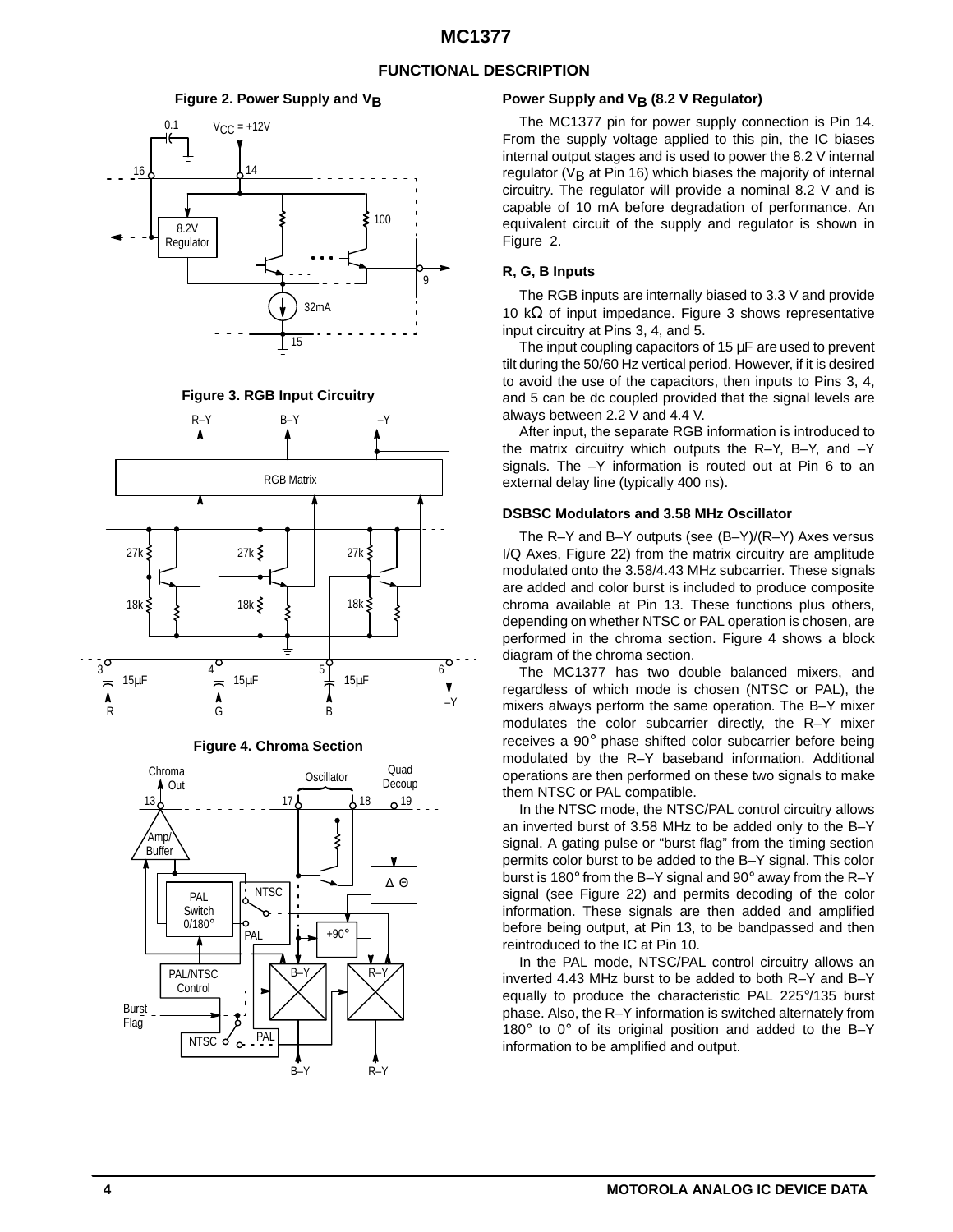## FUNCTIONAL DESCRIPTION

**Figure 2. Power Supply and $V_B$**

**Figure 3. RGB Input Circuitry**

**Figure 4. Chroma Section**

### Power Supply and $V_B$ (8.2 V Regulator)

The MC1377 pin for power supply connection is Pin 14. From the supply voltage applied to this pin, the IC biases internal output stages and is used to power the 8.2 V internal regulator ($V_B$ at Pin 16) which biases the majority of internal circuitry. The regulator will provide a nominal 8.2 V and is capable of 10 mA before degradation of performance. An equivalent circuit of the supply and regulator is shown in Figure 2.

### R, G, B Inputs

The RGB inputs are internally biased to 3.3 V and provide 10 kΩ of input impedance. Figure 3 shows representative input circuitry at Pins 3, 4, and 5.

The input coupling capacitors of 15 µF are used to prevent tilt during the 50/60 Hz vertical period. However, if it is desired to avoid the use of the capacitors, then inputs to Pins 3, 4, and 5 can be dc coupled provided that the signal levels are always between 2.2 V and 4.4 V.

After input, the separate RGB information is introduced to the matrix circuitry which outputs the R–Y, B–Y, and –Y signals. The –Y information is routed out at Pin 6 to an external delay line (typically 400 ns).

### DSBSC Modulators and 3.58 MHz Oscillator

The R–Y and B–Y outputs (see (B–Y)/(R–Y) Axes versus I/Q Axes, Figure 22) from the matrix circuitry are amplitude modulated onto the 3.58/4.43 MHz subcarrier. These signals are added and color burst is included to produce composite chroma available at Pin 13. These functions plus others, depending on whether NTSC or PAL operation is chosen, are performed in the chroma section. Figure 4 shows a block diagram of the chroma section.

The MC1377 has two double balanced mixers, and regardless of which mode is chosen (NTSC or PAL), the mixers always perform the same operation. The B–Y mixer modulates the color subcarrier directly, the R–Y mixer receives a 90° phase shifted color subcarrier before being modulated by the R–Y baseband information. Additional operations are then performed on these two signals to make them NTSC or PAL compatible.

In the NTSC mode, the NTSC/PAL control circuitry allows an inverted burst of 3.58 MHz to be added only to the B–Y signal. A gating pulse or "burst flag" from the timing section permits color burst to be added to the B–Y signal. This color burst is 180° from the B–Y signal and 90° away from the R–Y signal (see Figure 22) and permits decoding of the color information. These signals are then added and amplified before being output, at Pin 13, to be bandpassed and then reintroduced to the IC at Pin 10.

In the PAL mode, NTSC/PAL control circuitry allows an inverted 4.43 MHz burst to be added to both R–Y and B–Y equally to produce the characteristic PAL 225°/135 burst phase. Also, the R–Y information is switched alternately from 180° to 0° of its original position and added to the B–Y information to be amplified and output.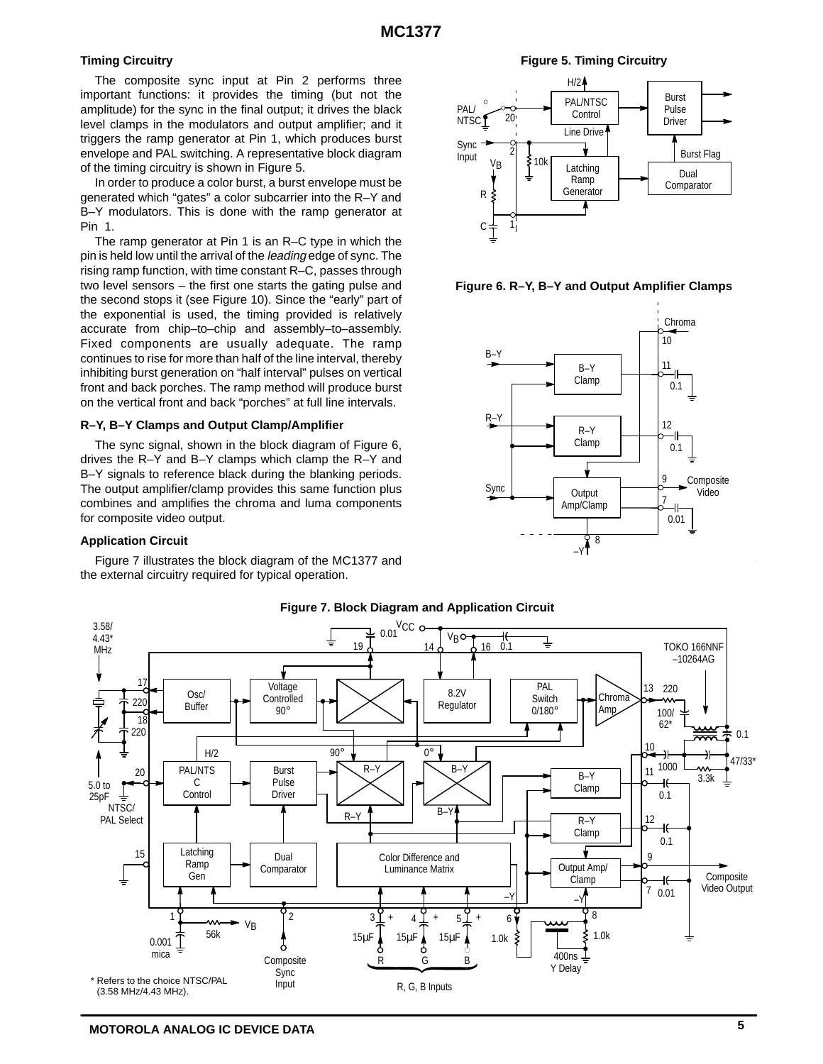### Timing Circuitry

The composite sync input at Pin 2 performs three important functions: it provides the timing (but not the amplitude) for the sync in the final output; it drives the black level clamps in the modulators and output amplifier; and it triggers the ramp generator at Pin 1, which produces burst envelope and PAL switching. A representative block diagram of the timing circuitry is shown in Figure 5.

In order to produce a color burst, a burst envelope must be generated which "gates" a color subcarrier into the R–Y and B–Y modulators. This is done with the ramp generator at Pin 1.

The ramp generator at Pin 1 is an R–C type in which the pin is held low until the arrival of the *leading* edge of sync. The rising ramp function, with time constant R–C, passes through two level sensors – the first one starts the gating pulse and the second stops it (see Figure 10). Since the "early" part of the exponential is used, the timing provided is relatively accurate from chip–to–chip and assembly–to–assembly. Fixed components are usually adequate. The ramp continues to rise for more than half of the line interval, thereby inhibiting burst generation on "half interval" pulses on vertical front and back porches. The ramp method will produce burst on the vertical front and back "porches" at full line intervals.

### R–Y, B–Y Clamps and Output Clamp/Amplifier

The sync signal, shown in the block diagram of Figure 6, drives the R–Y and B–Y clamps which clamp the R–Y and B–Y signals to reference black during the blanking periods. The output amplifier/clamp provides this same function plus combines and amplifies the chroma and luma components for composite video output.

### Application Circuit

Figure 7 illustrates the block diagram of the MC1377 and the external circuitry required for typical operation.

**Figure 5. Timing Circuitry**

**Figure 6. R–Y, B–Y and Output Amplifier Clamps**

**Figure 7. Block Diagram and Application Circuit**

\* Refers to the choice NTSC/PAL (3.58 MHz/4.43 MHz).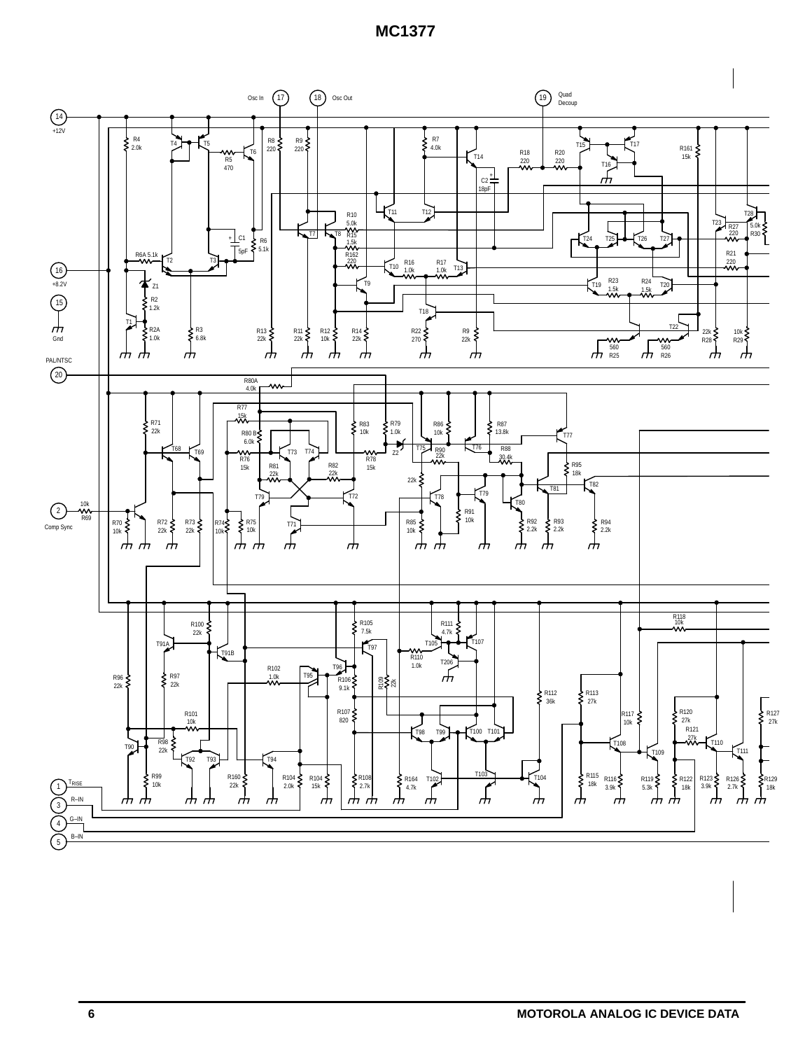14 +12V

16 +8.2V

15 Gnd

17 Osc In

18 Osc Out

19 Quad Decoup

20 PAL/NTSC

2 Comp Sync

1 $T_{RISE}$

3 R–IN

4 G–IN

5 B–IN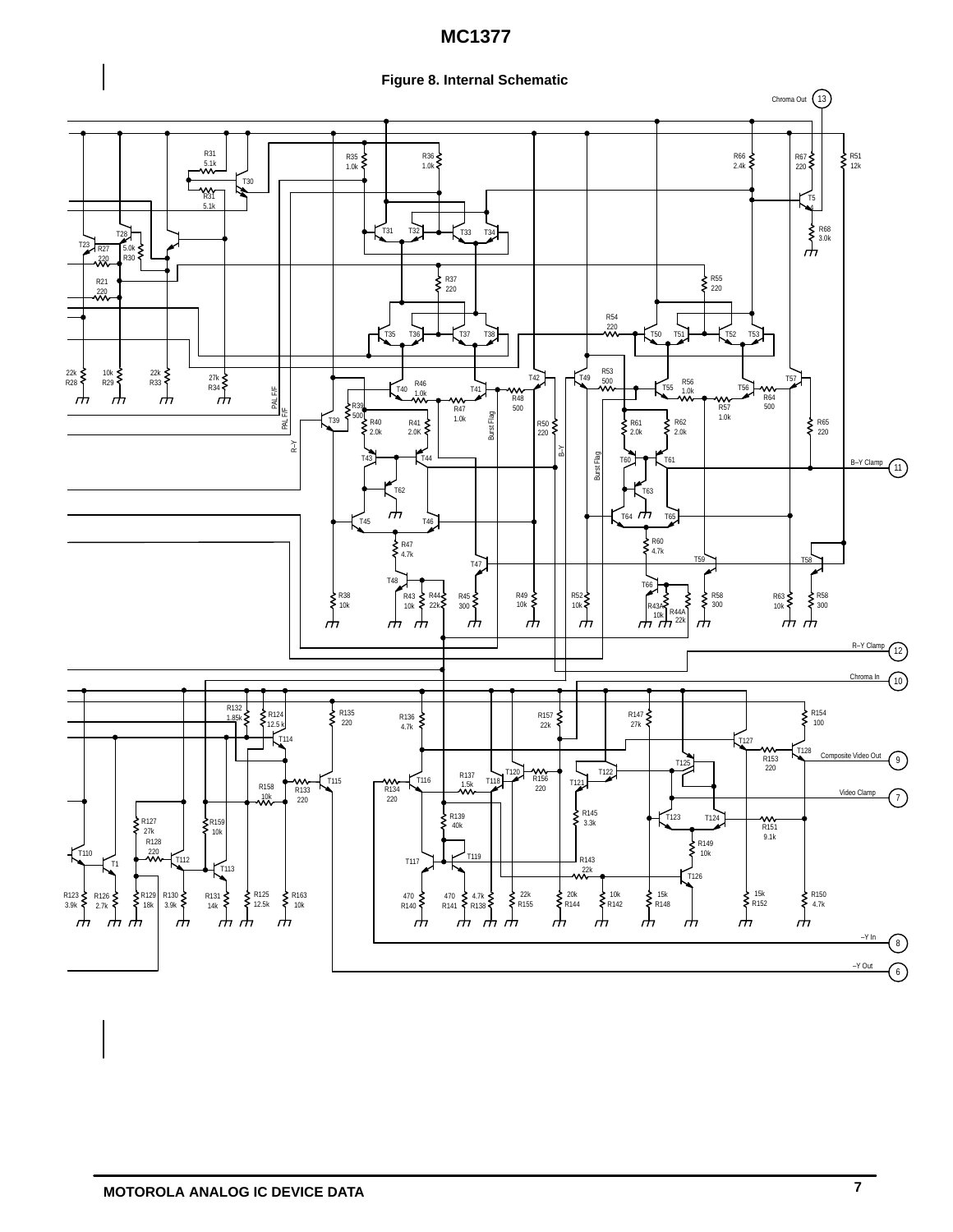**Figure 8. Internal Schematic**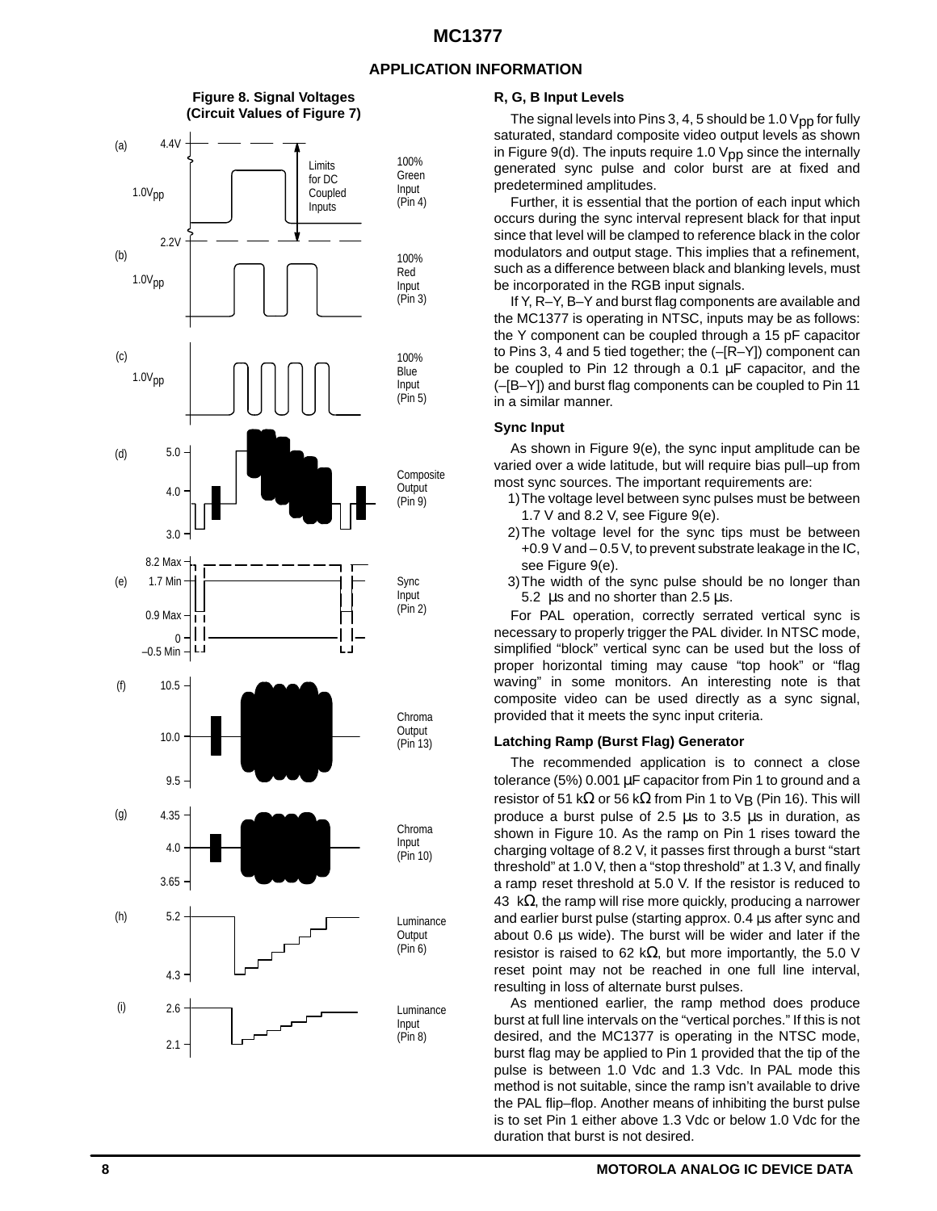## APPLICATION INFORMATION

**Figure 8. Signal Voltages (Circuit Values of Figure 7)**

(a) 4.4V, 1.0Vpp, 2.2V — Limits for DC Coupled Inputs — 100% Green Input (Pin 4)

(b) 1.0Vpp — 100% Red Input (Pin 3)

(c) 1.0Vpp — 100% Blue Input (Pin 5)

(d) 5.0, 4.0, 3.0 — Composite Output (Pin 9)

(e) 8.2 Max, 1.7 Min, 0.9 Max, 0, –0.5 Min — Sync Input (Pin 2)

(f) 10.5, 10.0, 9.5 — Chroma Output (Pin 13)

(g) 4.35, 4.0, 3.65 — Chroma Input (Pin 10)

(h) 5.2, 4.3 — Luminance Output (Pin 6)

(i) 2.6, 2.1 — Luminance Input (Pin 8)

### R, G, B Input Levels

The signal levels into Pins 3, 4, 5 should be 1.0 $V_{pp}$ for fully saturated, standard composite video output levels as shown in Figure 9(d). The inputs require 1.0 $V_{pp}$ since the internally generated sync pulse and color burst are at fixed and predetermined amplitudes.

Further, it is essential that the portion of each input which occurs during the sync interval represent black for that input since that level will be clamped to reference black in the color modulators and output stage. This implies that a refinement, such as a difference between black and blanking levels, must be incorporated in the RGB input signals.

If Y, R–Y, B–Y and burst flag components are available and the MC1377 is operating in NTSC, inputs may be as follows: the Y component can be coupled through a 15 pF capacitor to Pins 3, 4 and 5 tied together; the (–[R–Y]) component can be coupled to Pin 12 through a 0.1 µF capacitor, and the (–[B–Y]) and burst flag components can be coupled to Pin 11 in a similar manner.

### Sync Input

As shown in Figure 9(e), the sync input amplitude can be varied over a wide latitude, but will require bias pull–up from most sync sources. The important requirements are:

1) The voltage level between sync pulses must be between 1.7 V and 8.2 V, see Figure 9(e).
2) The voltage level for the sync tips must be between +0.9 V and – 0.5 V, to prevent substrate leakage in the IC, see Figure 9(e).
3) The width of the sync pulse should be no longer than 5.2 µs and no shorter than 2.5 µs.

For PAL operation, correctly serrated vertical sync is necessary to properly trigger the PAL divider. In NTSC mode, simplified "block" vertical sync can be used but the loss of proper horizontal timing may cause "top hook" or "flag waving" in some monitors. An interesting note is that composite video can be used directly as a sync signal, provided that it meets the sync input criteria.

### Latching Ramp (Burst Flag) Generator

The recommended application is to connect a close tolerance (5%) 0.001 µF capacitor from Pin 1 to ground and a resistor of 51 kΩ or 56 kΩ from Pin 1 to $V_B$ (Pin 16). This will produce a burst pulse of 2.5 µs to 3.5 µs in duration, as shown in Figure 10. As the ramp on Pin 1 rises toward the charging voltage of 8.2 V, it passes first through a burst "start threshold" at 1.0 V, then a "stop threshold" at 1.3 V, and finally a ramp reset threshold at 5.0 V. If the resistor is reduced to 43 kΩ, the ramp will rise more quickly, producing a narrower and earlier burst pulse (starting approx. 0.4 µs after sync and about 0.6 µs wide). The burst will be wider and later if the resistor is raised to 62 kΩ, but more importantly, the 5.0 V reset point may not be reached in one full line interval, resulting in loss of alternate burst pulses.

As mentioned earlier, the ramp method does produce burst at full line intervals on the "vertical porches." If this is not desired, and the MC1377 is operating in the NTSC mode, burst flag may be applied to Pin 1 provided that the tip of the pulse is between 1.0 Vdc and 1.3 Vdc. In PAL mode this method is not suitable, since the ramp isn't available to drive the PAL flip–flop. Another means of inhibiting the burst pulse is to set Pin 1 either above 1.3 Vdc or below 1.0 Vdc for the duration that burst is not desired.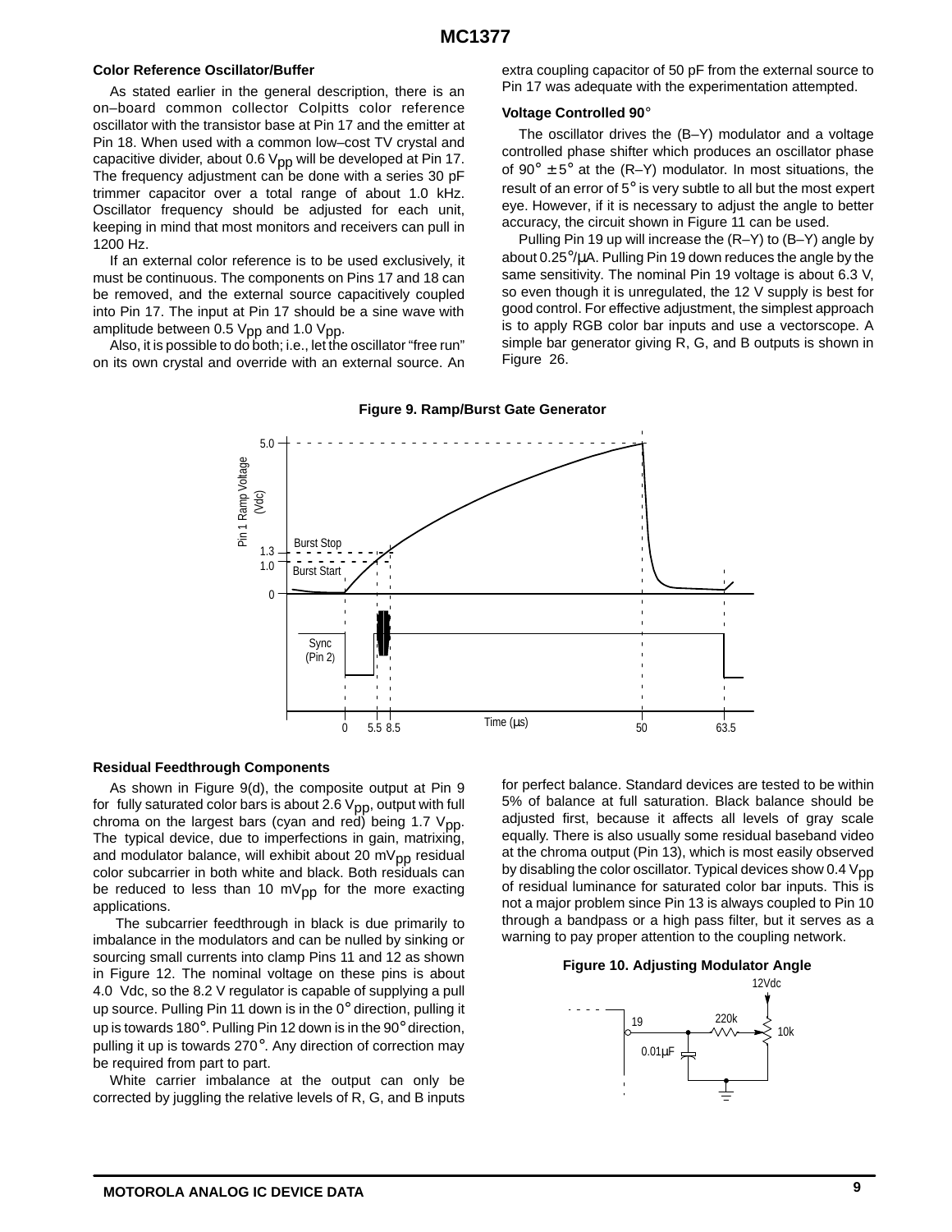### Color Reference Oscillator/Buffer

As stated earlier in the general description, there is an on–board common collector Colpitts color reference oscillator with the transistor base at Pin 17 and the emitter at Pin 18. When used with a common low–cost TV crystal and capacitive divider, about 0.6 $V_{pp}$ will be developed at Pin 17. The frequency adjustment can be done with a series 30 pF trimmer capacitor over a total range of about 1.0 kHz. Oscillator frequency should be adjusted for each unit, keeping in mind that most monitors and receivers can pull in 1200 Hz.

If an external color reference is to be used exclusively, it must be continuous. The components on Pins 17 and 18 can be removed, and the external source capacitively coupled into Pin 17. The input at Pin 17 should be a sine wave with amplitude between 0.5 $V_{pp}$ and 1.0 $V_{pp}$.

Also, it is possible to do both; i.e., let the oscillator "free run" on its own crystal and override with an external source. An extra coupling capacitor of 50 pF from the external source to Pin 17 was adequate with the experimentation attempted.

### Voltage Controlled 90°

The oscillator drives the (B–Y) modulator and a voltage controlled phase shifter which produces an oscillator phase of 90° ± 5° at the (R–Y) modulator. In most situations, the result of an error of 5° is very subtle to all but the most expert eye. However, if it is necessary to adjust the angle to better accuracy, the circuit shown in Figure 11 can be used.

Pulling Pin 19 up will increase the (R–Y) to (B–Y) angle by about 0.25°/μA. Pulling Pin 19 down reduces the angle by the same sensitivity. The nominal Pin 19 voltage is about 6.3 V, so even though it is unregulated, the 12 V supply is best for good control. For effective adjustment, the simplest approach is to apply RGB color bar inputs and use a vectorscope. A simple bar generator giving R, G, and B outputs is shown in Figure 26.

**Figure 9. Ramp/Burst Gate Generator**

### Residual Feedthrough Components

As shown in Figure 9(d), the composite output at Pin 9 for fully saturated color bars is about 2.6 $V_{pp}$, output with full chroma on the largest bars (cyan and red) being 1.7 $V_{pp}$. The typical device, due to imperfections in gain, matrixing, and modulator balance, will exhibit about 20 $mV_{pp}$ residual color subcarrier in both white and black. Both residuals can be reduced to less than 10 $mV_{pp}$ for the more exacting applications.

The subcarrier feedthrough in black is due primarily to imbalance in the modulators and can be nulled by sinking or sourcing small currents into clamp Pins 11 and 12 as shown in Figure 12. The nominal voltage on these pins is about 4.0 Vdc, so the 8.2 V regulator is capable of supplying a pull up source. Pulling Pin 11 down is in the 0° direction, pulling it up is towards 180°. Pulling Pin 12 down is in the 90° direction, pulling it up is towards 270°. Any direction of correction may be required from part to part.

White carrier imbalance at the output can only be corrected by juggling the relative levels of R, G, and B inputs for perfect balance. Standard devices are tested to be within 5% of balance at full saturation. Black balance should be adjusted first, because it affects all levels of gray scale equally. There is also usually some residual baseband video at the chroma output (Pin 13), which is most easily observed by disabling the color oscillator. Typical devices show 0.4 $V_{pp}$ of residual luminance for saturated color bar inputs. This is not a major problem since Pin 13 is always coupled to Pin 10 through a bandpass or a high pass filter, but it serves as a warning to pay proper attention to the coupling network.

**Figure 10. Adjusting Modulator Angle**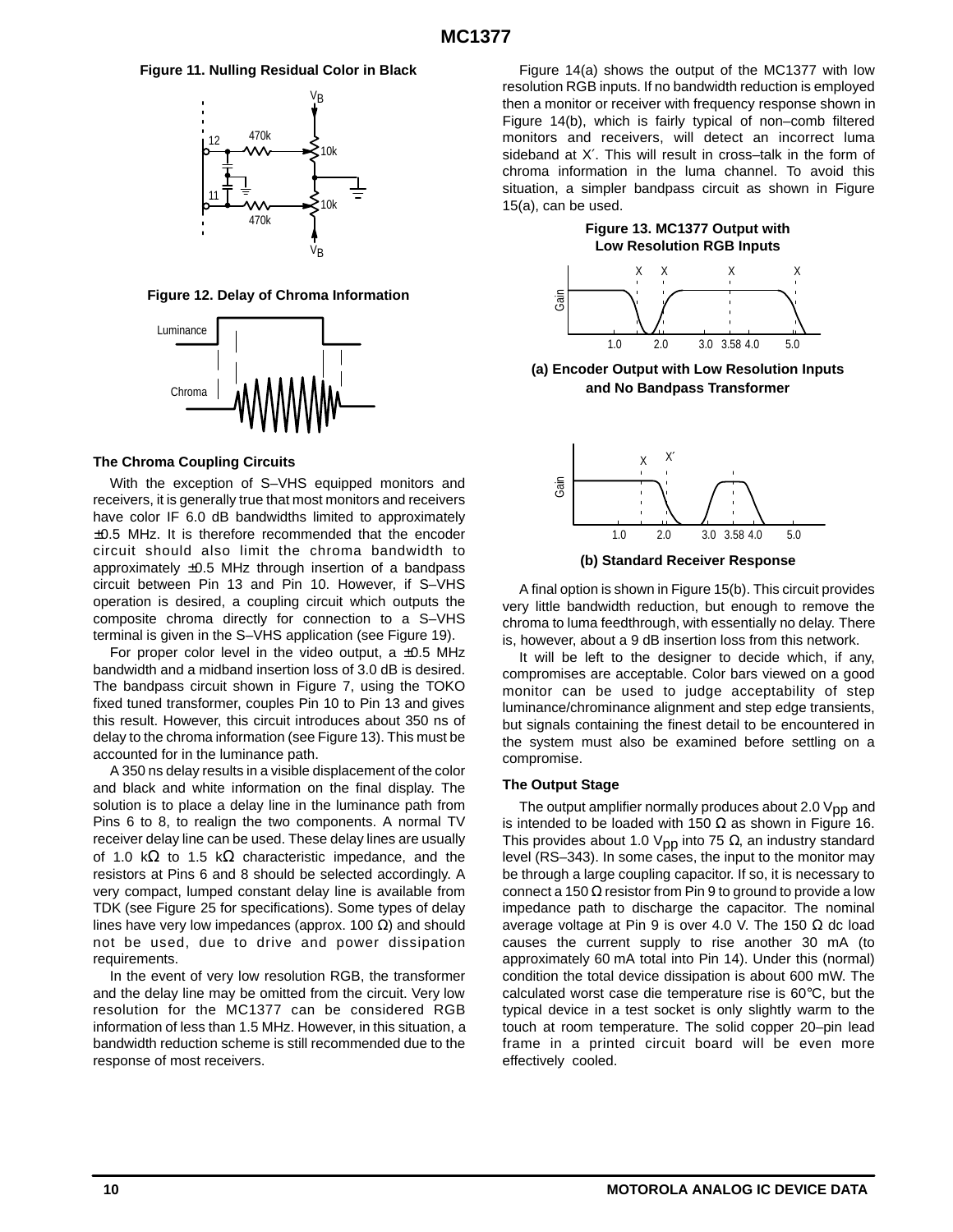**Figure 11. Nulling Residual Color in Black**

**Figure 12. Delay of Chroma Information**

### The Chroma Coupling Circuits

With the exception of S–VHS equipped monitors and receivers, it is generally true that most monitors and receivers have color IF 6.0 dB bandwidths limited to approximately ±0.5 MHz. It is therefore recommended that the encoder circuit should also limit the chroma bandwidth to approximately ±0.5 MHz through insertion of a bandpass circuit between Pin 13 and Pin 10. However, if S–VHS operation is desired, a coupling circuit which outputs the composite chroma directly for connection to a S–VHS terminal is given in the S–VHS application (see Figure 19).

For proper color level in the video output, a ±0.5 MHz bandwidth and a midband insertion loss of 3.0 dB is desired. The bandpass circuit shown in Figure 7, using the TOKO fixed tuned transformer, couples Pin 10 to Pin 13 and gives this result. However, this circuit introduces about 350 ns of delay to the chroma information (see Figure 13). This must be accounted for in the luminance path.

A 350 ns delay results in a visible displacement of the color and black and white information on the final display. The solution is to place a delay line in the luminance path from Pins 6 to 8, to realign the two components. A normal TV receiver delay line can be used. These delay lines are usually of 1.0 kΩ to 1.5 kΩ characteristic impedance, and the resistors at Pins 6 and 8 should be selected accordingly. A very compact, lumped constant delay line is available from TDK (see Figure 25 for specifications). Some types of delay lines have very low impedances (approx. 100 Ω) and should not be used, due to drive and power dissipation requirements.

In the event of very low resolution RGB, the transformer and the delay line may be omitted from the circuit. Very low resolution for the MC1377 can be considered RGB information of less than 1.5 MHz. However, in this situation, a bandwidth reduction scheme is still recommended due to the response of most receivers.

Figure 14(a) shows the output of the MC1377 with low resolution RGB inputs. If no bandwidth reduction is employed then a monitor or receiver with frequency response shown in Figure 14(b), which is fairly typical of non–comb filtered monitors and receivers, will detect an incorrect luma sideband at X′. This will result in cross–talk in the form of chroma information in the luma channel. To avoid this situation, a simpler bandpass circuit as shown in Figure 15(a), can be used.

**Figure 13. MC1377 Output with Low Resolution RGB Inputs**

**(a) Encoder Output with Low Resolution Inputs and No Bandpass Transformer**

**(b) Standard Receiver Response**

A final option is shown in Figure 15(b). This circuit provides very little bandwidth reduction, but enough to remove the chroma to luma feedthrough, with essentially no delay. There is, however, about a 9 dB insertion loss from this network.

It will be left to the designer to decide which, if any, compromises are acceptable. Color bars viewed on a good monitor can be used to judge acceptability of step luminance/chrominance alignment and step edge transients, but signals containing the finest detail to be encountered in the system must also be examined before settling on a compromise.

### The Output Stage

The output amplifier normally produces about 2.0 $V_{pp}$ and is intended to be loaded with 150 Ω as shown in Figure 16. This provides about 1.0 $V_{pp}$ into 75 Ω, an industry standard level (RS–343). In some cases, the input to the monitor may be through a large coupling capacitor. If so, it is necessary to connect a 150 Ω resistor from Pin 9 to ground to provide a low impedance path to discharge the capacitor. The nominal average voltage at Pin 9 is over 4.0 V. The 150 Ω dc load causes the current supply to rise another 30 mA (to approximately 60 mA total into Pin 14). Under this (normal) condition the total device dissipation is about 600 mW. The calculated worst case die temperature rise is 60°C, but the typical device in a test socket is only slightly warm to the touch at room temperature. The solid copper 20–pin lead frame in a printed circuit board will be even more effectively cooled.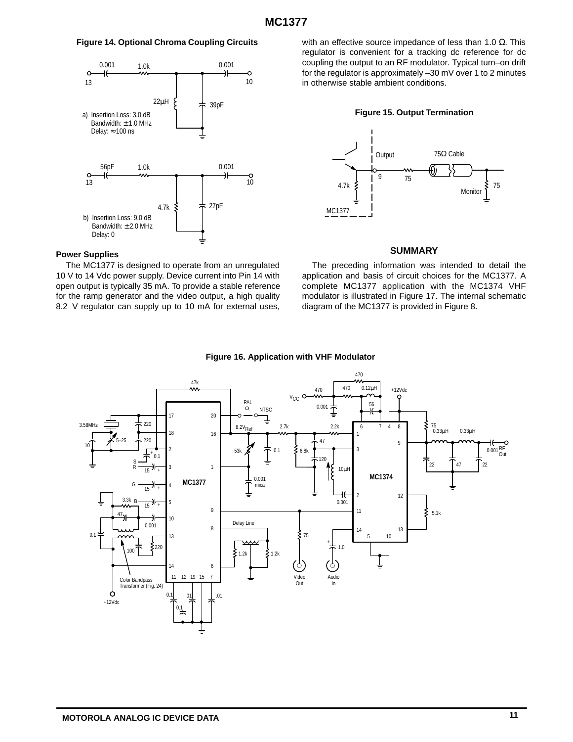**Figure 14. Optional Chroma Coupling Circuits**

a) Insertion Loss: 3.0 dB
Bandwidth: ± 1.0 MHz
Delay: ≈ 100 ns

b) Insertion Loss: 9.0 dB
Bandwidth: ± 2.0 MHz
Delay: 0

### Power Supplies

The MC1377 is designed to operate from an unregulated 10 V to 14 Vdc power supply. Device current into Pin 14 with open output is typically 35 mA. To provide a stable reference for the ramp generator and the video output, a high quality 8.2 V regulator can supply up to 10 mA for external uses, with an effective source impedance of less than 1.0 Ω. This regulator is convenient for a tracking dc reference for dc coupling the output to an RF modulator. Typical turn–on drift for the regulator is approximately –30 mV over 1 to 2 minutes in otherwise stable ambient conditions.

**Figure 15. Output Termination**

## SUMMARY

The preceding information was intended to detail the application and basis of circuit choices for the MC1377. A complete MC1377 application with the MC1374 VHF modulator is illustrated in Figure 17. The internal schematic diagram of the MC1377 is provided in Figure 8.

**Figure 16. Application with VHF Modulator**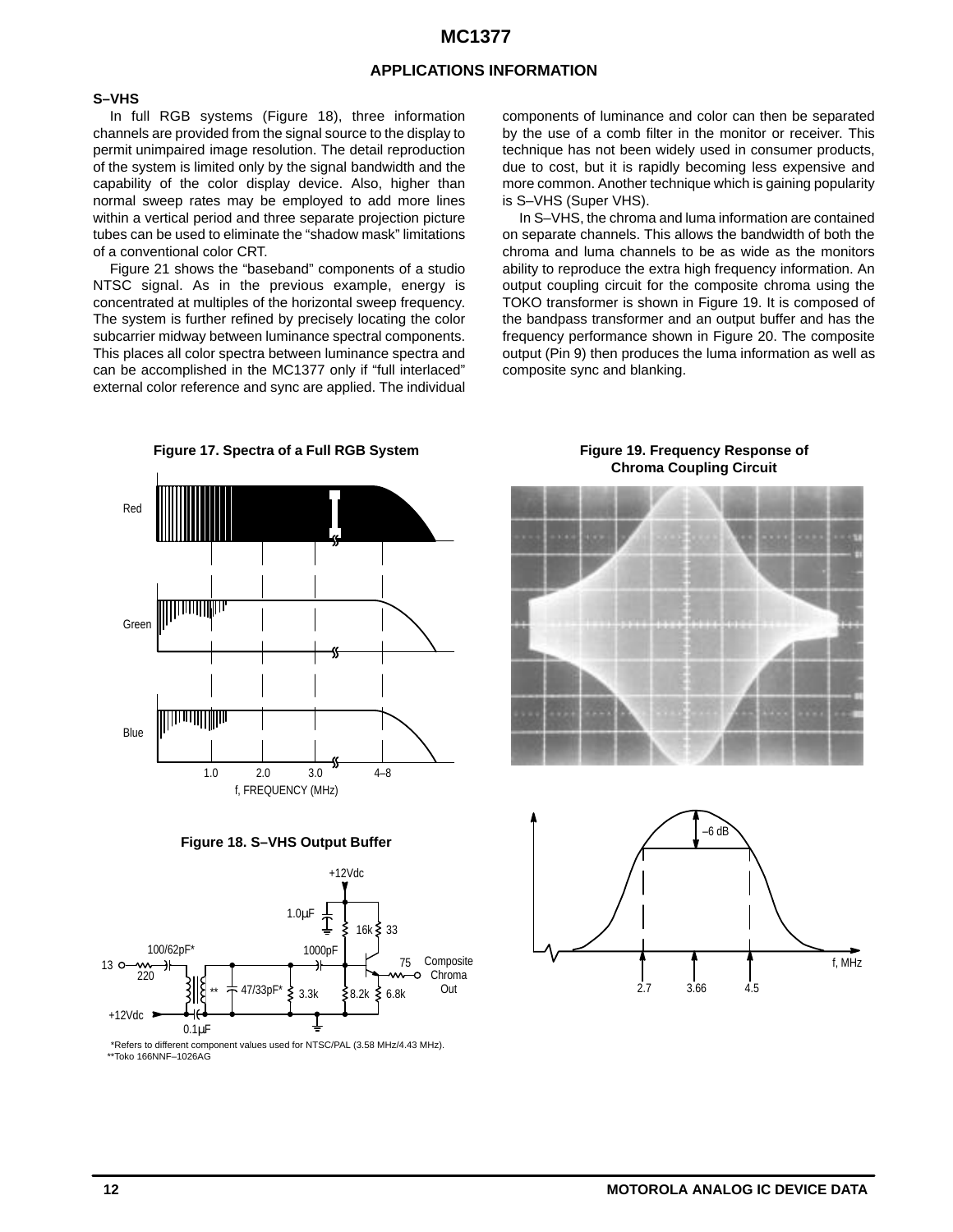## APPLICATIONS INFORMATION

### S–VHS

In full RGB systems (Figure 18), three information channels are provided from the signal source to the display to permit unimpaired image resolution. The detail reproduction of the system is limited only by the signal bandwidth and the capability of the color display device. Also, higher than normal sweep rates may be employed to add more lines within a vertical period and three separate projection picture tubes can be used to eliminate the "shadow mask" limitations of a conventional color CRT.

Figure 21 shows the "baseband" components of a studio NTSC signal. As in the previous example, energy is concentrated at multiples of the horizontal sweep frequency. The system is further refined by precisely locating the color subcarrier midway between luminance spectral components. This places all color spectra between luminance spectra and can be accomplished in the MC1377 only if "full interlaced" external color reference and sync are applied. The individual components of luminance and color can then be separated by the use of a comb filter in the monitor or receiver. This technique has not been widely used in consumer products, due to cost, but it is rapidly becoming less expensive and more common. Another technique which is gaining popularity is S–VHS (Super VHS).

In S–VHS, the chroma and luma information are contained on separate channels. This allows the bandwidth of both the chroma and luma channels to be as wide as the monitors ability to reproduce the extra high frequency information. An output coupling circuit for the composite chroma using the TOKO transformer is shown in Figure 19. It is composed of the bandpass transformer and an output buffer and has the frequency performance shown in Figure 20. The composite output (Pin 9) then produces the luma information as well as composite sync and blanking.

**Figure 17. Spectra of a Full RGB System**

**Figure 18. S–VHS Output Buffer**

*Refers to different component values used for NTSC/PAL (3.58 MHz/4.43 MHz).
**Toko 166NNF–1026AG

**Figure 19. Frequency Response of Chroma Coupling Circuit**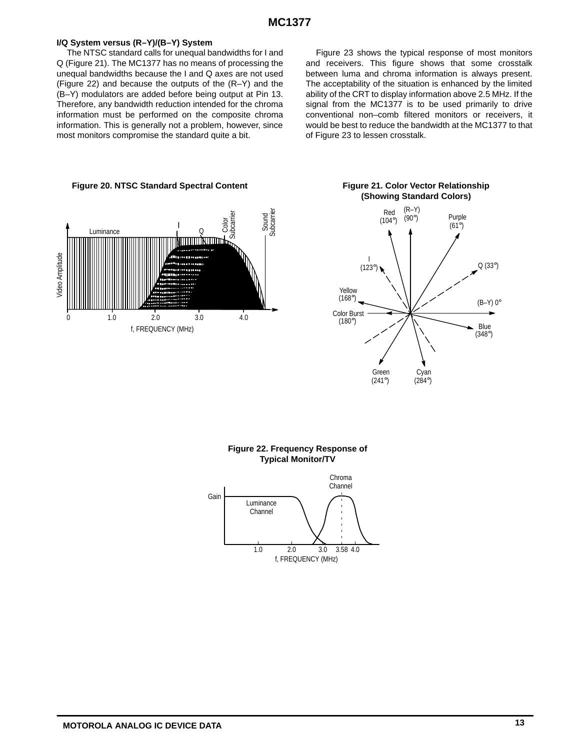### I/Q System versus (R–Y)/(B–Y) System

The NTSC standard calls for unequal bandwidths for I and Q (Figure 21). The MC1377 has no means of processing the unequal bandwidths because the I and Q axes are not used (Figure 22) and because the outputs of the (R–Y) and the (B–Y) modulators are added before being output at Pin 13. Therefore, any bandwidth reduction intended for the chroma information must be performed on the composite chroma information. This is generally not a problem, however, since most monitors compromise the standard quite a bit.

Figure 23 shows the typical response of most monitors and receivers. This figure shows that some crosstalk between luma and chroma information is always present. The acceptability of the situation is enhanced by the limited ability of the CRT to display information above 2.5 MHz. If the signal from the MC1377 is to be used primarily to drive conventional non–comb filtered monitors or receivers, it would be best to reduce the bandwidth at the MC1377 to that of Figure 23 to lessen crosstalk.

**Figure 20. NTSC Standard Spectral Content**

**Figure 21. Color Vector Relationship (Showing Standard Colors)**

**Figure 22. Frequency Response of Typical Monitor/TV**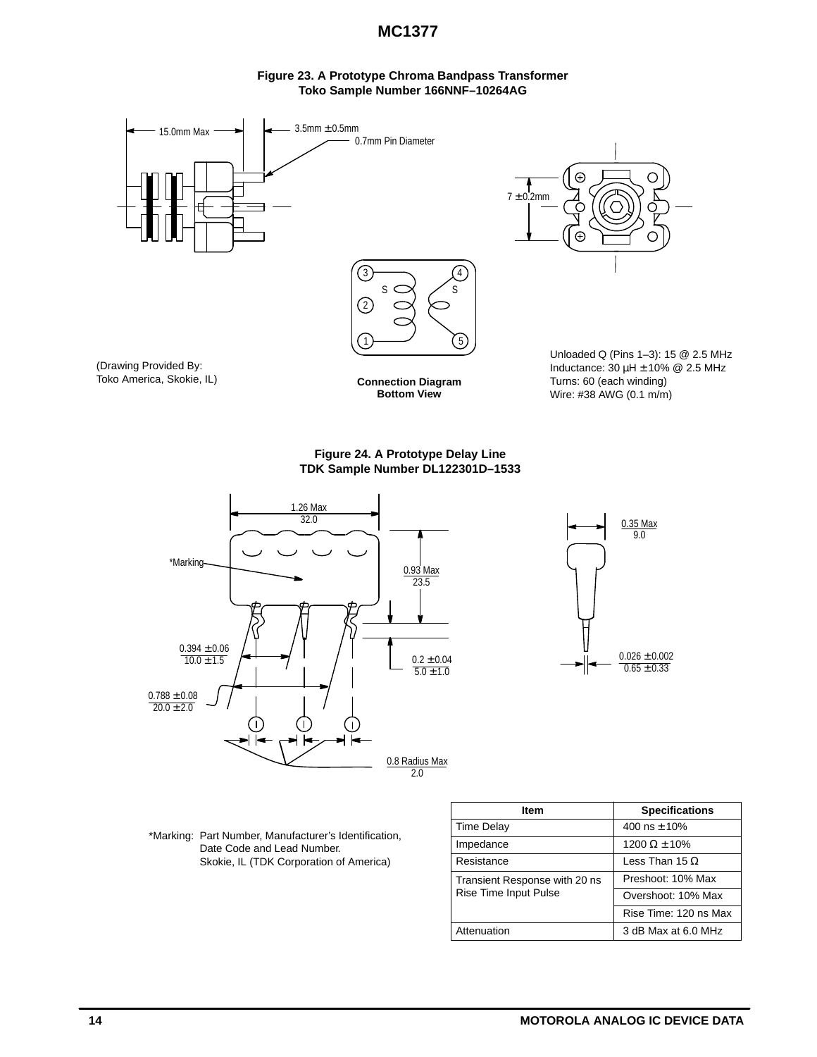**Figure 23. A Prototype Chroma Bandpass Transformer**
**Toko Sample Number 166NNF–10264AG**

15.0mm Max

3.5mm ± 0.5mm

0.7mm Pin Diameter

7 ± 0.2mm

Connection Diagram
Bottom View

(Drawing Provided By:
Toko America, Skokie, IL)

Unloaded Q (Pins 1–3): 15 @ 2.5 MHz
Inductance: 30 μH ± 10% @ 2.5 MHz
Turns: 60 (each winding)
Wire: #38 AWG (0.1 m/m)

**Figure 24. A Prototype Delay Line**
**TDK Sample Number DL122301D–1533**

1.26 Max / 32.0

0.93 Max / 23.5

0.35 Max / 9.0

*Marking

0.394 ± 0.06 / 10.0 ± 1.5

0.2 ± 0.04 / 5.0 ± 1.0

0.788 ± 0.08 / 20.0 ± 2.0

0.026 ± 0.002 / 0.65 ± 0.33

0.8 Radius Max / 2.0

*Marking: Part Number, Manufacturer's Identification, Date Code and Lead Number. Skokie, IL (TDK Corporation of America)

| Item | Specifications |
|---|---|
| Time Delay | 400 ns ± 10% |
| Impedance | 1200 Ω ± 10% |
| Resistance | Less Than 15 Ω |
| Transient Response with 20 ns Rise Time Input Pulse | Preshoot: 10% Max |
| | Overshoot: 10% Max |
| | Rise Time: 120 ns Max |
| Attenuation | 3 dB Max at 6.0 MHz |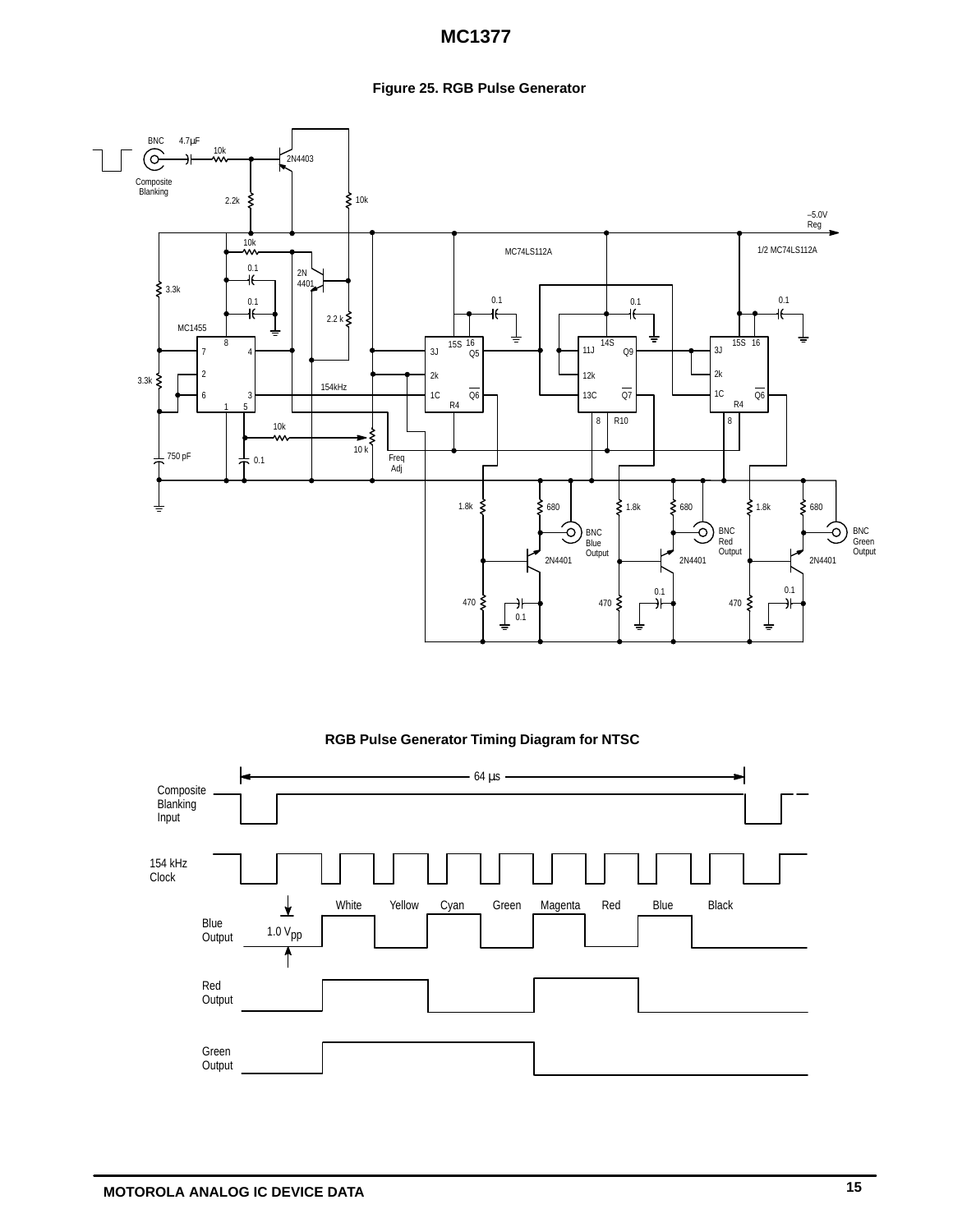**Figure 25. RGB Pulse Generator**

**RGB Pulse Generator Timing Diagram for NTSC**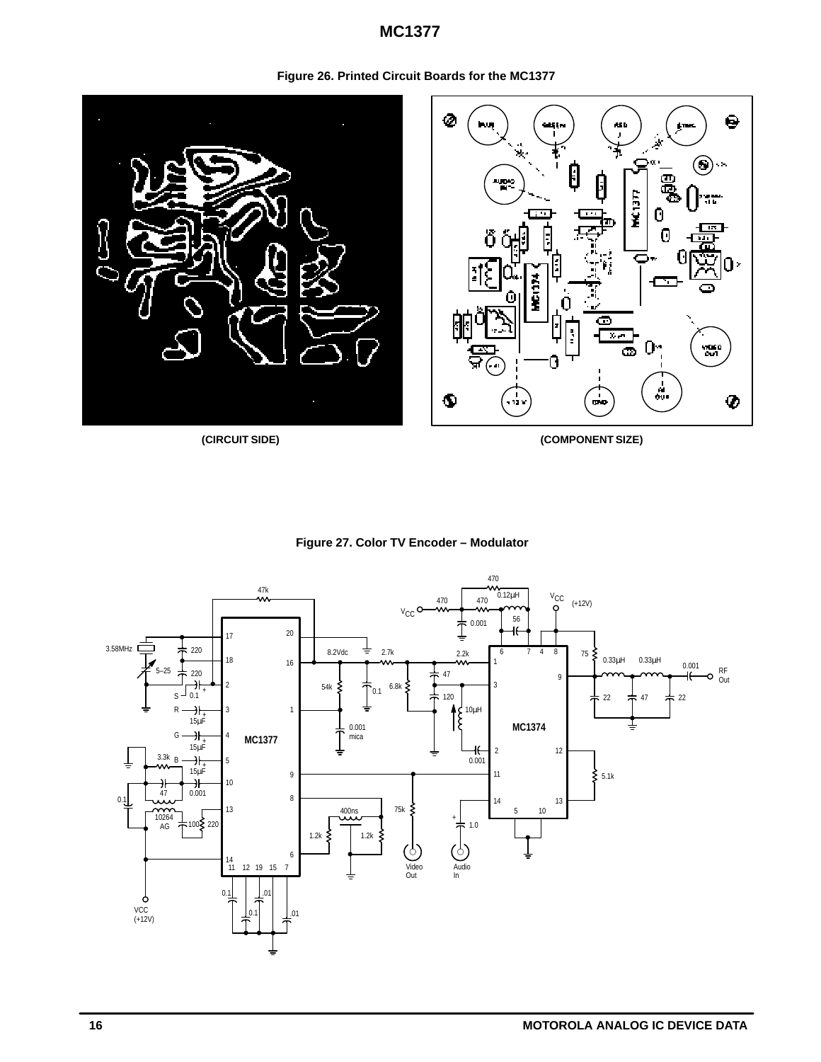**Figure 26. Printed Circuit Boards for the MC1377**

(CIRCUIT SIDE)

(COMPONENT SIZE)

**Figure 27. Color TV Encoder – Modulator**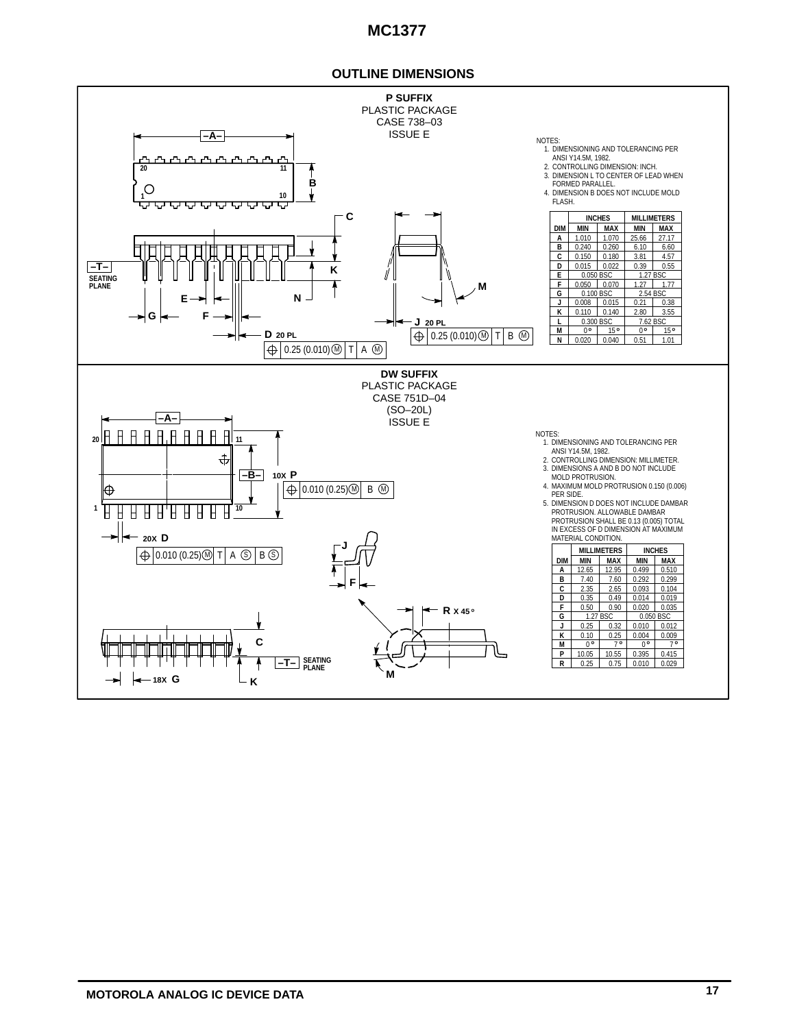## OUTLINE DIMENSIONS

### P SUFFIX
PLASTIC PACKAGE
CASE 738–03
ISSUE E

NOTES:
1. DIMENSIONING AND TOLERANCING PER ANSI Y14.5M, 1982.
2. CONTROLLING DIMENSION: INCH.
3. DIMENSION L TO CENTER OF LEAD WHEN FORMED PARALLEL.
4. DIMENSION B DOES NOT INCLUDE MOLD FLASH.

| DIM | INCHES MIN | INCHES MAX | MILLIMETERS MIN | MILLIMETERS MAX |
|---|---|---|---|---|
| A | 1.010 | 1.070 | 25.66 | 27.17 |
| B | 0.240 | 0.260 | 6.10 | 6.60 |
| C | 0.150 | 0.180 | 3.81 | 4.57 |
| D | 0.015 | 0.022 | 0.39 | 0.55 |
| E | 0.050 BSC | | 1.27 BSC | |
| F | 0.050 | 0.070 | 1.27 | 1.77 |
| G | 0.100 BSC | | 2.54 BSC | |
| J | 0.008 | 0.015 | 0.21 | 0.38 |
| K | 0.110 | 0.140 | 2.80 | 3.55 |
| L | 0.300 BSC | | 7.62 BSC | |
| M | 0° | 15° | 0° | 15° |
| N | 0.020 | 0.040 | 0.51 | 1.01 |

### DW SUFFIX
PLASTIC PACKAGE
CASE 751D–04
(SO–20L)
ISSUE E

NOTES:
1. DIMENSIONING AND TOLERANCING PER ANSI Y14.5M, 1982.
2. CONTROLLING DIMENSION: MILLIMETER.
3. DIMENSIONS A AND B DO NOT INCLUDE MOLD PROTRUSION.
4. MAXIMUM MOLD PROTRUSION 0.150 (0.006) PER SIDE.
5. DIMENSION D DOES NOT INCLUDE DAMBAR PROTRUSION. ALLOWABLE DAMBAR PROTRUSION SHALL BE 0.13 (0.005) TOTAL IN EXCESS OF D DIMENSION AT MAXIMUM MATERIAL CONDITION.

| DIM | MILLIMETERS MIN | MILLIMETERS MAX | INCHES MIN | INCHES MAX |
|---|---|---|---|---|
| A | 12.65 | 12.95 | 0.499 | 0.510 |
| B | 7.40 | 7.60 | 0.292 | 0.299 |
| C | 2.35 | 2.65 | 0.093 | 0.104 |
| D | 0.35 | 0.49 | 0.014 | 0.019 |
| F | 0.50 | 0.90 | 0.020 | 0.035 |
| G | 1.27 BSC | | 0.050 BSC | |
| J | 0.25 | 0.32 | 0.010 | 0.012 |
| K | 0.10 | 0.25 | 0.004 | 0.009 |
| M | 0° | 7° | 0° | 7° |
| P | 10.05 | 10.55 | 0.395 | 0.415 |
| R | 0.25 | 0.75 | 0.010 | 0.029 |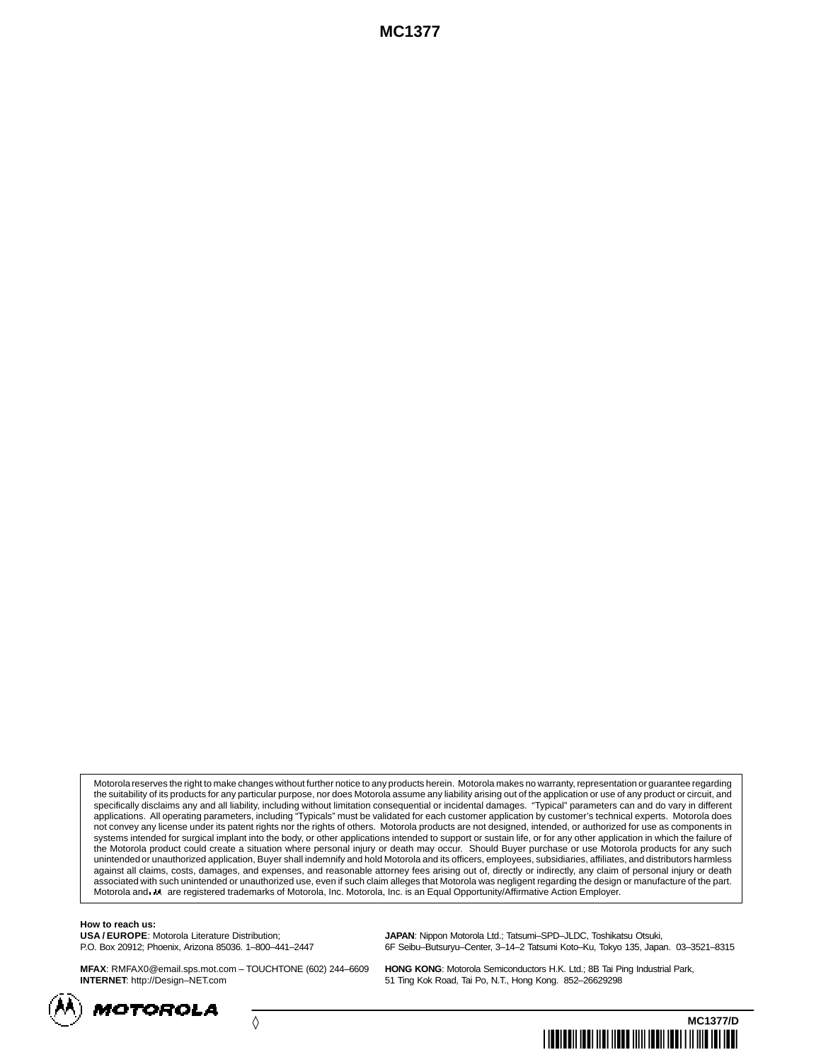Motorola reserves the right to make changes without further notice to any products herein. Motorola makes no warranty, representation or guarantee regarding the suitability of its products for any particular purpose, nor does Motorola assume any liability arising out of the application or use of any product or circuit, and specifically disclaims any and all liability, including without limitation consequential or incidental damages. "Typical" parameters can and do vary in different applications. All operating parameters, including "Typicals" must be validated for each customer application by customer's technical experts. Motorola does not convey any license under its patent rights nor the rights of others. Motorola products are not designed, intended, or authorized for use as components in systems intended for surgical implant into the body, or other applications intended to support or sustain life, or for any other application in which the failure of the Motorola product could create a situation where personal injury or death may occur. Should Buyer purchase or use Motorola products for any such unintended or unauthorized application, Buyer shall indemnify and hold Motorola and its officers, employees, subsidiaries, affiliates, and distributors harmless against all claims, costs, damages, and expenses, and reasonable attorney fees arising out of, directly or indirectly, any claim of personal injury or death associated with such unintended or unauthorized use, even if such claim alleges that Motorola was negligent regarding the design or manufacture of the part. Motorola and Ⓜ are registered trademarks of Motorola, Inc. Motorola, Inc. is an Equal Opportunity/Affirmative Action Employer.

**How to reach us:**

**USA / EUROPE**: Motorola Literature Distribution;
P.O. Box 20912; Phoenix, Arizona 85036. 1–800–441–2447

**MFAX**: RMFAX0@email.sps.mot.com – TOUCHTONE (602) 244–6609
**INTERNET**: http://Design–NET.com

**JAPAN**: Nippon Motorola Ltd.; Tatsumi–SPD–JLDC, Toshikatsu Otsuki,
6F Seibu–Butsuryu–Center, 3–14–2 Tatsumi Koto–Ku, Tokyo 135, Japan. 03–3521–8315

**HONG KONG**: Motorola Semiconductors H.K. Ltd.; 8B Tai Ping Industrial Park,
51 Ting Kok Road, Tai Po, N.T., Hong Kong. 852–26629298

MC1377/D